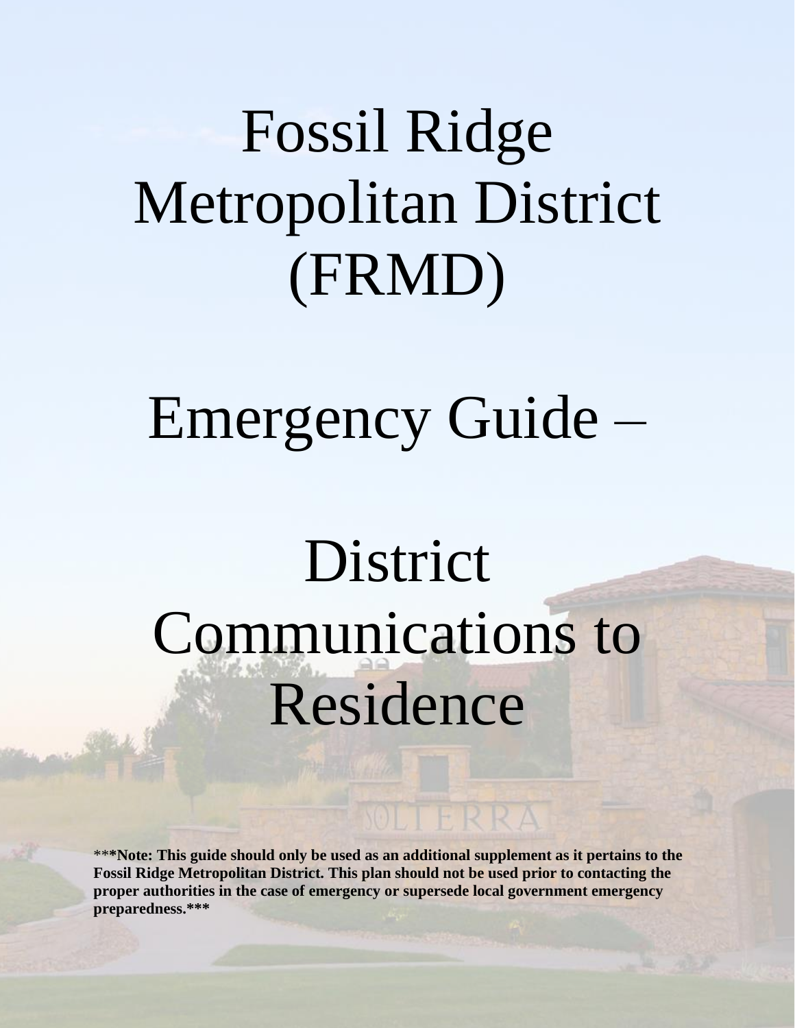# Fossil Ridge Metropolitan District (FRMD)

# Emergency Guide –

# District Communications to Residence

***Note: This guide should only be used as an additional supplement as it pertains to the Fossil Ridge Metropolitan District. This plan should not be used prior to contacting the proper authorities in the case of emergency or supersede local government emergency preparedness.***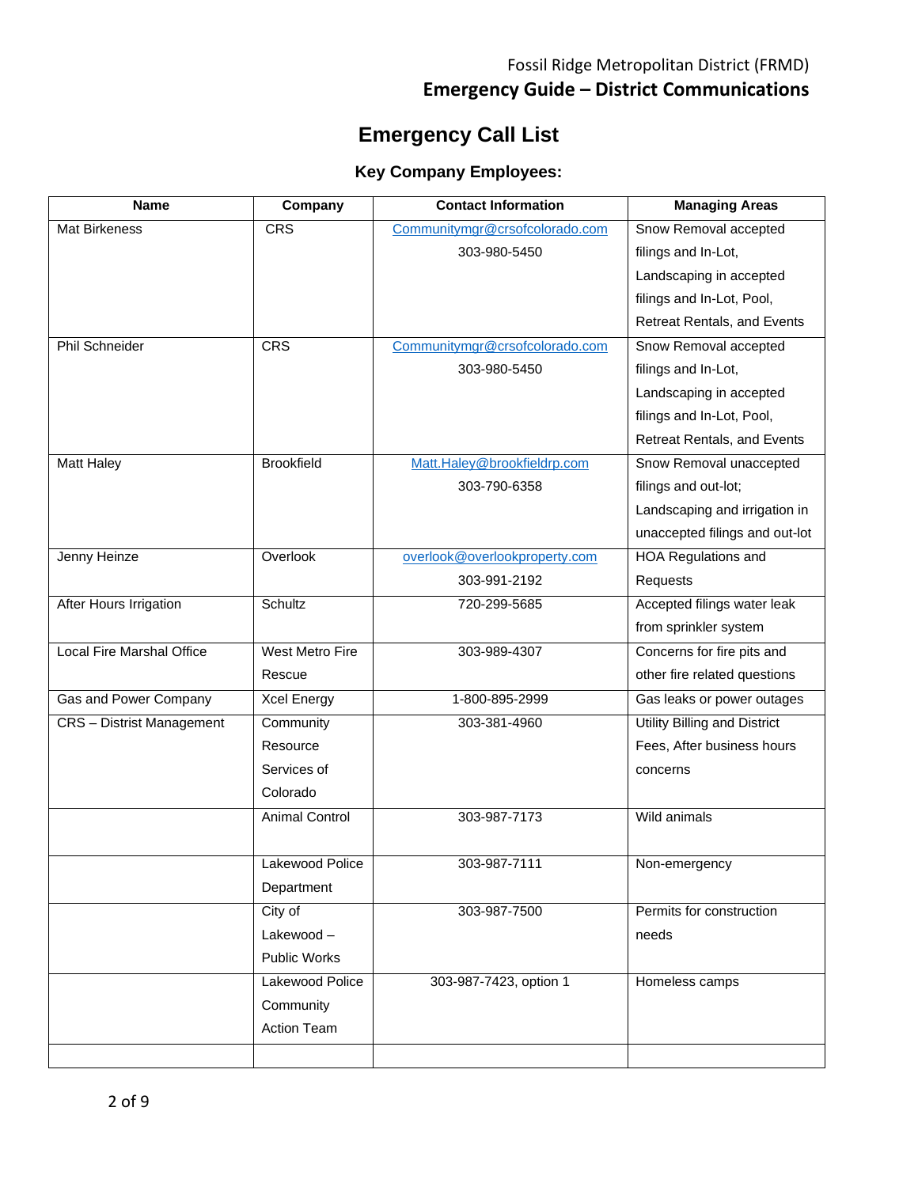# Emergency Call List

### Key Company Employees:

| Name | Company | Contact Information | Managing Areas |
|---|---|---|---|
| Mat Birkeness | CRS | Communitymgr@crsofcolorado.com 303-980-5450 | Snow Removal accepted filings and In-Lot, Landscaping in accepted filings and In-Lot, Pool, Retreat Rentals, and Events |
| Phil Schneider | CRS | Communitymgr@crsofcolorado.com 303-980-5450 | Snow Removal accepted filings and In-Lot, Landscaping in accepted filings and In-Lot, Pool, Retreat Rentals, and Events |
| Matt Haley | Brookfield | Matt.Haley@brookfieldrp.com 303-790-6358 | Snow Removal unaccepted filings and out-lot; Landscaping and irrigation in unaccepted filings and out-lot |
| Jenny Heinze | Overlook | overlook@overlookproperty.com 303-991-2192 | HOA Regulations and Requests |
| After Hours Irrigation | Schultz | 720-299-5685 | Accepted filings water leak from sprinkler system |
| Local Fire Marshal Office | West Metro Fire Rescue | 303-989-4307 | Concerns for fire pits and other fire related questions |
| Gas and Power Company | Xcel Energy | 1-800-895-2999 | Gas leaks or power outages |
| CRS – Distrist Management | Community Resource Services of Colorado | 303-381-4960 | Utility Billing and District Fees, After business hours concerns |
| | Animal Control | 303-987-7173 | Wild animals |
| | Lakewood Police Department | 303-987-7111 | Non-emergency |
| | City of Lakewood – Public Works | 303-987-7500 | Permits for construction needs |
| | Lakewood Police Community Action Team | 303-987-7423, option 1 | Homeless camps |
| | | | |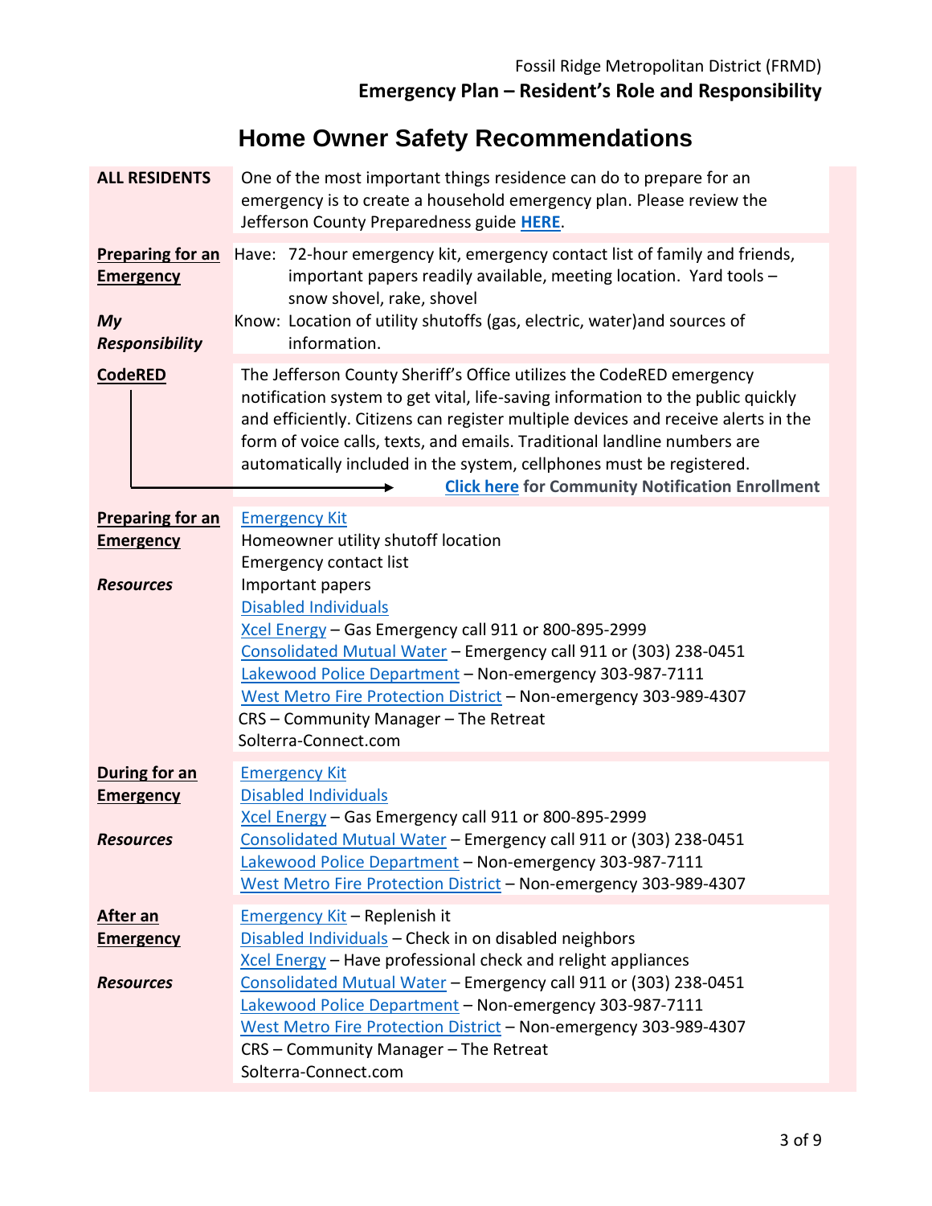# Home Owner Safety Recommendations

| | |
|---|---|
| **ALL RESIDENTS** | One of the most important things residence can do to prepare for an emergency is to create a household emergency plan. Please review the Jefferson County Preparedness guide **HERE**. |
| **Preparing for an Emergency**<br><br>***My Responsibility*** | Have: 72-hour emergency kit, emergency contact list of family and friends, important papers readily available, meeting location. Yard tools – snow shovel, rake, shovel<br>Know: Location of utility shutoffs (gas, electric, water)and sources of information. |
| **CodeRED** | The Jefferson County Sheriff's Office utilizes the CodeRED emergency notification system to get vital, life-saving information to the public quickly and efficiently. Citizens can register multiple devices and receive alerts in the form of voice calls, texts, and emails. Traditional landline numbers are automatically included in the system, cellphones must be registered.<br>**Click here for Community Notification Enrollment** |
| **Preparing for an Emergency**<br><br>***Resources*** | Emergency Kit<br>Homeowner utility shutoff location<br>Emergency contact list<br>Important papers<br>Disabled Individuals<br>Xcel Energy – Gas Emergency call 911 or 800-895-2999<br>Consolidated Mutual Water – Emergency call 911 or (303) 238-0451<br>Lakewood Police Department – Non-emergency 303-987-7111<br>West Metro Fire Protection District – Non-emergency 303-989-4307<br>CRS – Community Manager – The Retreat<br>Solterra-Connect.com |
| **During for an Emergency**<br><br>***Resources*** | Emergency Kit<br>Disabled Individuals<br>Xcel Energy – Gas Emergency call 911 or 800-895-2999<br>Consolidated Mutual Water – Emergency call 911 or (303) 238-0451<br>Lakewood Police Department – Non-emergency 303-987-7111<br>West Metro Fire Protection District – Non-emergency 303-989-4307 |
| **After an Emergency**<br><br>***Resources*** | Emergency Kit – Replenish it<br>Disabled Individuals – Check in on disabled neighbors<br>Xcel Energy – Have professional check and relight appliances<br>Consolidated Mutual Water – Emergency call 911 or (303) 238-0451<br>Lakewood Police Department – Non-emergency 303-987-7111<br>West Metro Fire Protection District – Non-emergency 303-989-4307<br>CRS – Community Manager – The Retreat<br>Solterra-Connect.com |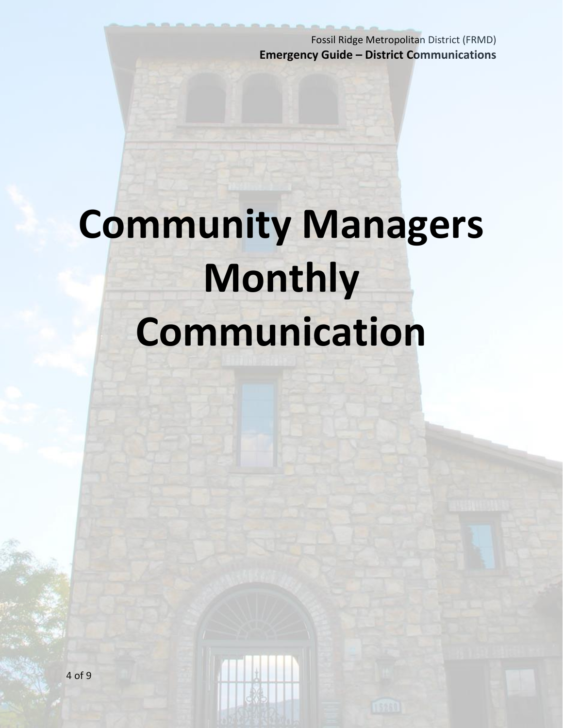# Community Managers Monthly Communication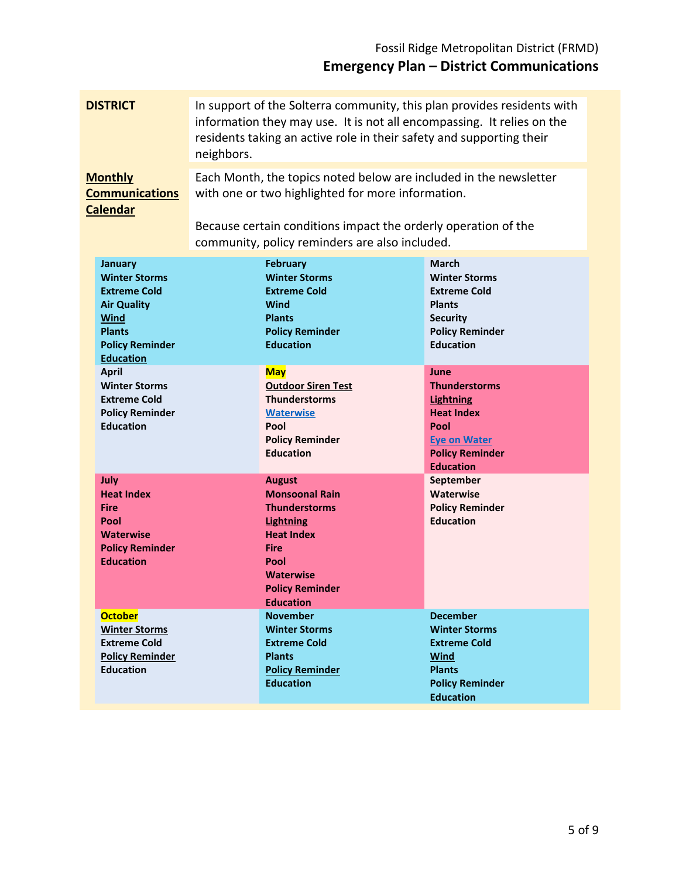**DISTRICT**

In support of the Solterra community, this plan provides residents with information they may use. It is not all encompassing. It relies on the residents taking an active role in their safety and supporting their neighbors.

**Monthly Communications Calendar**

Each Month, the topics noted below are included in the newsletter with one or two highlighted for more information.

Because certain conditions impact the orderly operation of the community, policy reminders are also included.

| January | February | March |
|---|---|---|
| Winter Storms<br>Extreme Cold<br>Air Quality<br>Wind<br>Plants<br>Policy Reminder<br>Education | Winter Storms<br>Extreme Cold<br>Wind<br>Plants<br>Policy Reminder<br>Education | Winter Storms<br>Extreme Cold<br>Plants<br>Security<br>Policy Reminder<br>Education |
| **April** | **May** | **June** |
| Winter Storms<br>Extreme Cold<br>Policy Reminder<br>Education | Outdoor Siren Test<br>Thunderstorms<br>Waterwise<br>Pool<br>Policy Reminder<br>Education | Thunderstorms<br>Lightning<br>Heat Index<br>Pool<br>Eye on Water<br>Policy Reminder<br>Education |
| **July** | **August** | **September** |
| Heat Index<br>Fire<br>Pool<br>Waterwise<br>Policy Reminder<br>Education | Monsoonal Rain<br>Thunderstorms<br>Lightning<br>Heat Index<br>Fire<br>Pool<br>Waterwise<br>Policy Reminder<br>Education | Waterwise<br>Policy Reminder<br>Education |
| **October** | **November** | **December** |
| Winter Storms<br>Extreme Cold<br>Policy Reminder<br>Education | Winter Storms<br>Extreme Cold<br>Plants<br>Policy Reminder<br>Education | Winter Storms<br>Extreme Cold<br>Wind<br>Plants<br>Policy Reminder<br>Education |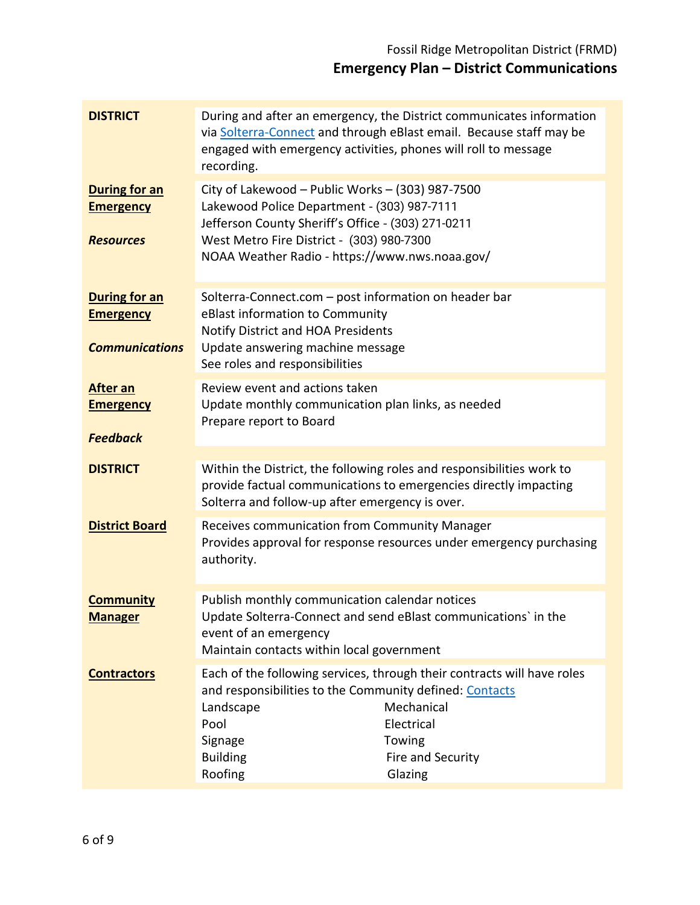# Emergency Plan – District Communications

| | |
|---|---|
| **DISTRICT** | During and after an emergency, the District communicates information via [Solterra-Connect]() and through eBlast email. Because staff may be engaged with emergency activities, phones will roll to message recording. |
| **During for an Emergency**<br><br>***Resources*** | City of Lakewood – Public Works – (303) 987-7500<br>Lakewood Police Department - (303) 987-7111<br>Jefferson County Sheriff's Office - (303) 271-0211<br>West Metro Fire District - (303) 980-7300<br>NOAA Weather Radio - https://www.nws.noaa.gov/ |
| **During for an Emergency**<br><br>***Communications*** | Solterra-Connect.com – post information on header bar<br>eBlast information to Community<br>Notify District and HOA Presidents<br>Update answering machine message<br>See roles and responsibilities |
| **After an Emergency**<br><br>***Feedback*** | Review event and actions taken<br>Update monthly communication plan links, as needed<br>Prepare report to Board |
| **DISTRICT** | Within the District, the following roles and responsibilities work to provide factual communications to emergencies directly impacting Solterra and follow-up after emergency is over. |
| **District Board** | Receives communication from Community Manager<br>Provides approval for response resources under emergency purchasing authority. |
| **Community Manager** | Publish monthly communication calendar notices<br>Update Solterra-Connect and send eBlast communications` in the event of an emergency<br>Maintain contacts within local government |
| **Contractors** | Each of the following services, through their contracts will have roles and responsibilities to the Community defined: [Contacts]()<br>Landscape, Mechanical<br>Pool, Electrical<br>Signage, Towing<br>Building, Fire and Security<br>Roofing, Glazing |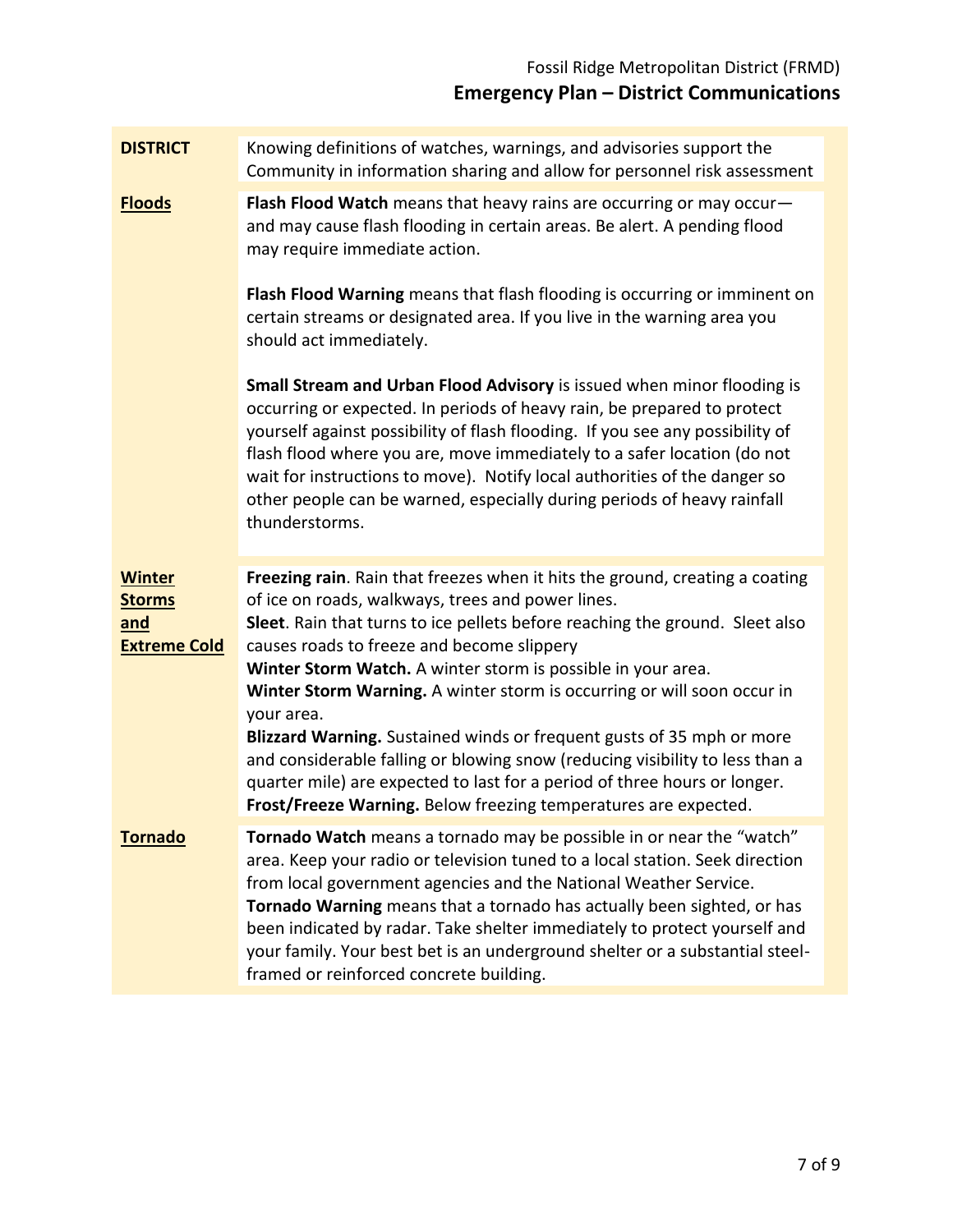| DISTRICT | Knowing definitions of watches, warnings, and advisories support the Community in information sharing and allow for personnel risk assessment |
|---|---|
| **Floods** | **Flash Flood Watch** means that heavy rains are occurring or may occur—and may cause flash flooding in certain areas. Be alert. A pending flood may require immediate action.<br><br>**Flash Flood Warning** means that flash flooding is occurring or imminent on certain streams or designated area. If you live in the warning area you should act immediately.<br><br>**Small Stream and Urban Flood Advisory** is issued when minor flooding is occurring or expected. In periods of heavy rain, be prepared to protect yourself against possibility of flash flooding. If you see any possibility of flash flood where you are, move immediately to a safer location (do not wait for instructions to move). Notify local authorities of the danger so other people can be warned, especially during periods of heavy rainfall thunderstorms. |
| **Winter Storms and Extreme Cold** | **Freezing rain**. Rain that freezes when it hits the ground, creating a coating of ice on roads, walkways, trees and power lines.<br>**Sleet**. Rain that turns to ice pellets before reaching the ground. Sleet also causes roads to freeze and become slippery<br>**Winter Storm Watch.** A winter storm is possible in your area.<br>**Winter Storm Warning.** A winter storm is occurring or will soon occur in your area.<br>**Blizzard Warning.** Sustained winds or frequent gusts of 35 mph or more and considerable falling or blowing snow (reducing visibility to less than a quarter mile) are expected to last for a period of three hours or longer.<br>**Frost/Freeze Warning.** Below freezing temperatures are expected. |
| **Tornado** | **Tornado Watch** means a tornado may be possible in or near the "watch" area. Keep your radio or television tuned to a local station. Seek direction from local government agencies and the National Weather Service.<br>**Tornado Warning** means that a tornado has actually been sighted, or has been indicated by radar. Take shelter immediately to protect yourself and your family. Your best bet is an underground shelter or a substantial steel-framed or reinforced concrete building. |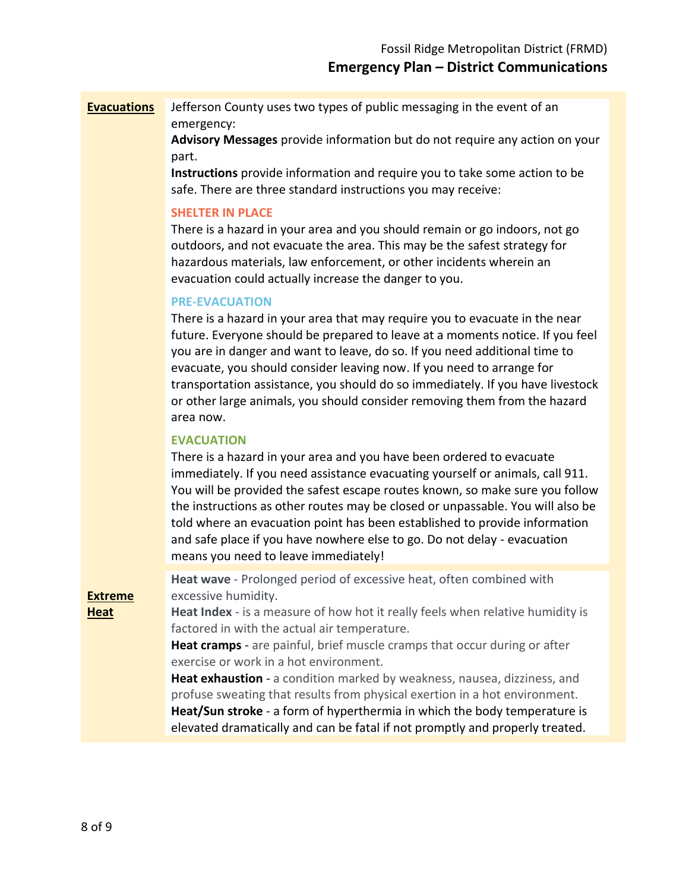| | |
|---|---|
| **Evacuations** | Jefferson County uses two types of public messaging in the event of an emergency:<br>**Advisory Messages** provide information but do not require any action on your part.<br>**Instructions** provide information and require you to take some action to be safe. There are three standard instructions you may receive:<br><br>**SHELTER IN PLACE**<br>There is a hazard in your area and you should remain or go indoors, not go outdoors, and not evacuate the area. This may be the safest strategy for hazardous materials, law enforcement, or other incidents wherein an evacuation could actually increase the danger to you.<br><br>**PRE-EVACUATION**<br>There is a hazard in your area that may require you to evacuate in the near future. Everyone should be prepared to leave at a moments notice. If you feel you are in danger and want to leave, do so. If you need additional time to evacuate, you should consider leaving now. If you need to arrange for transportation assistance, you should do so immediately. If you have livestock or other large animals, you should consider removing them from the hazard area now.<br><br>**EVACUATION**<br>There is a hazard in your area and you have been ordered to evacuate immediately. If you need assistance evacuating yourself or animals, call 911. You will be provided the safest escape routes known, so make sure you follow the instructions as other routes may be closed or unpassable. You will also be told where an evacuation point has been established to provide information and safe place if you have nowhere else to go. Do not delay - evacuation means you need to leave immediately! |
| **Extreme Heat** | **Heat wave** - Prolonged period of excessive heat, often combined with excessive humidity.<br>**Heat Index** - is a measure of how hot it really feels when relative humidity is factored in with the actual air temperature.<br>**Heat cramps** - are painful, brief muscle cramps that occur during or after exercise or work in a hot environment.<br>**Heat exhaustion** - a condition marked by weakness, nausea, dizziness, and profuse sweating that results from physical exertion in a hot environment.<br>**Heat/Sun stroke** - a form of hyperthermia in which the body temperature is elevated dramatically and can be fatal if not promptly and properly treated. |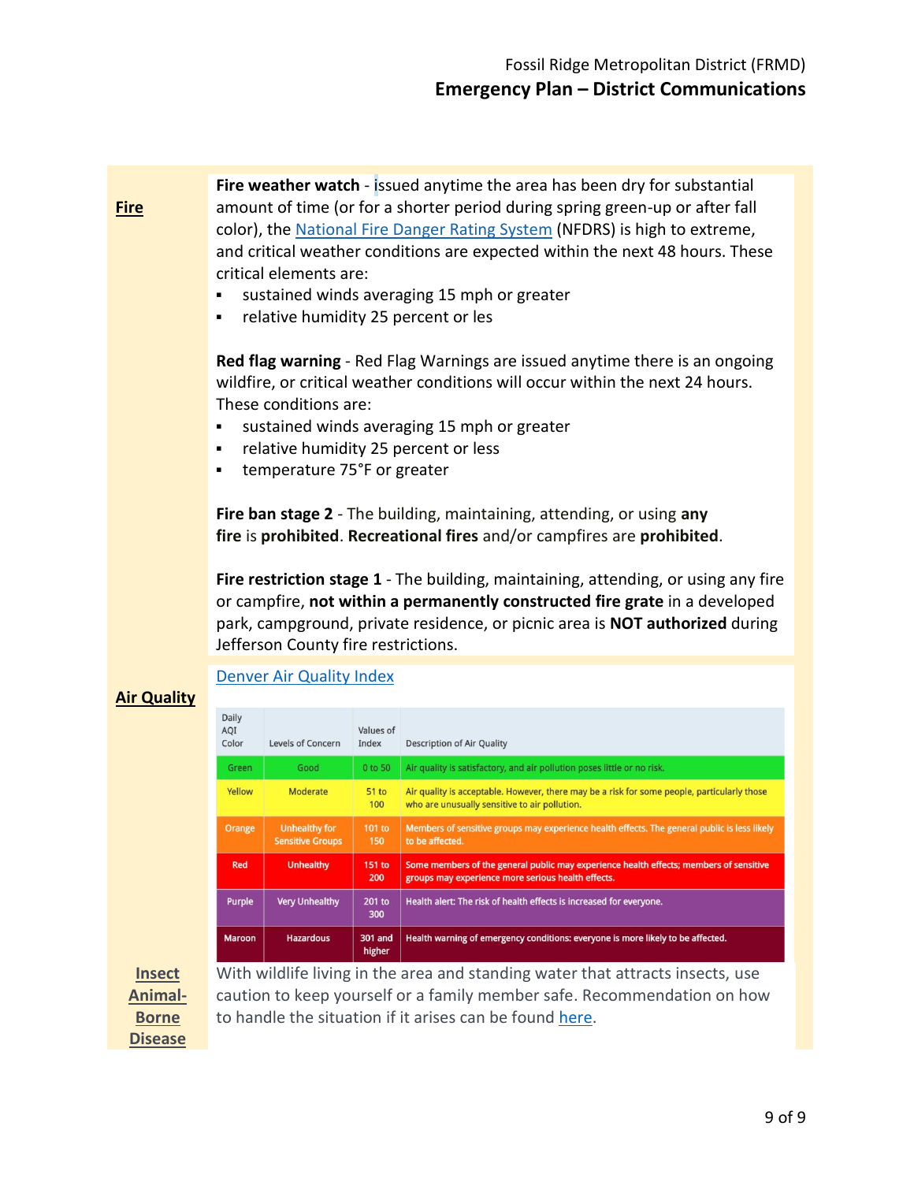**Fire**

**Fire weather watch** - issued anytime the area has been dry for substantial amount of time (or for a shorter period during spring green-up or after fall color), the National Fire Danger Rating System (NFDRS) is high to extreme, and critical weather conditions are expected within the next 48 hours. These critical elements are:

- sustained winds averaging 15 mph or greater
- relative humidity 25 percent or les

**Red flag warning** - Red Flag Warnings are issued anytime there is an ongoing wildfire, or critical weather conditions will occur within the next 24 hours. These conditions are:

- sustained winds averaging 15 mph or greater
- relative humidity 25 percent or less
- temperature 75˚F or greater

**Fire ban stage 2** - The building, maintaining, attending, or using **any fire** is **prohibited**. **Recreational fires** and/or campfires are **prohibited**.

**Fire restriction stage 1** - The building, maintaining, attending, or using any fire or campfire, **not within a permanently constructed fire grate** in a developed park, campground, private residence, or picnic area is **NOT authorized** during Jefferson County fire restrictions.

**Air Quality**

Denver Air Quality Index

| Daily AQI Color | Levels of Concern | Values of Index | Description of Air Quality |
|---|---|---|---|
| Green | Good | 0 to 50 | Air quality is satisfactory, and air pollution poses little or no risk. |
| Yellow | Moderate | 51 to 100 | Air quality is acceptable. However, there may be a risk for some people, particularly those who are unusually sensitive to air pollution. |
| Orange | Unhealthy for Sensitive Groups | 101 to 150 | Members of sensitive groups may experience health effects. The general public is less likely to be affected. |
| Red | Unhealthy | 151 to 200 | Some members of the general public may experience health effects; members of sensitive groups may experience more serious health effects. |
| Purple | Very Unhealthy | 201 to 300 | Health alert: The risk of health effects is increased for everyone. |
| Maroon | Hazardous | 301 and higher | Health warning of emergency conditions: everyone is more likely to be affected. |

**Insect Animal-Borne Disease**

With wildlife living in the area and standing water that attracts insects, use caution to keep yourself or a family member safe. Recommendation on how to handle the situation if it arises can be found here.